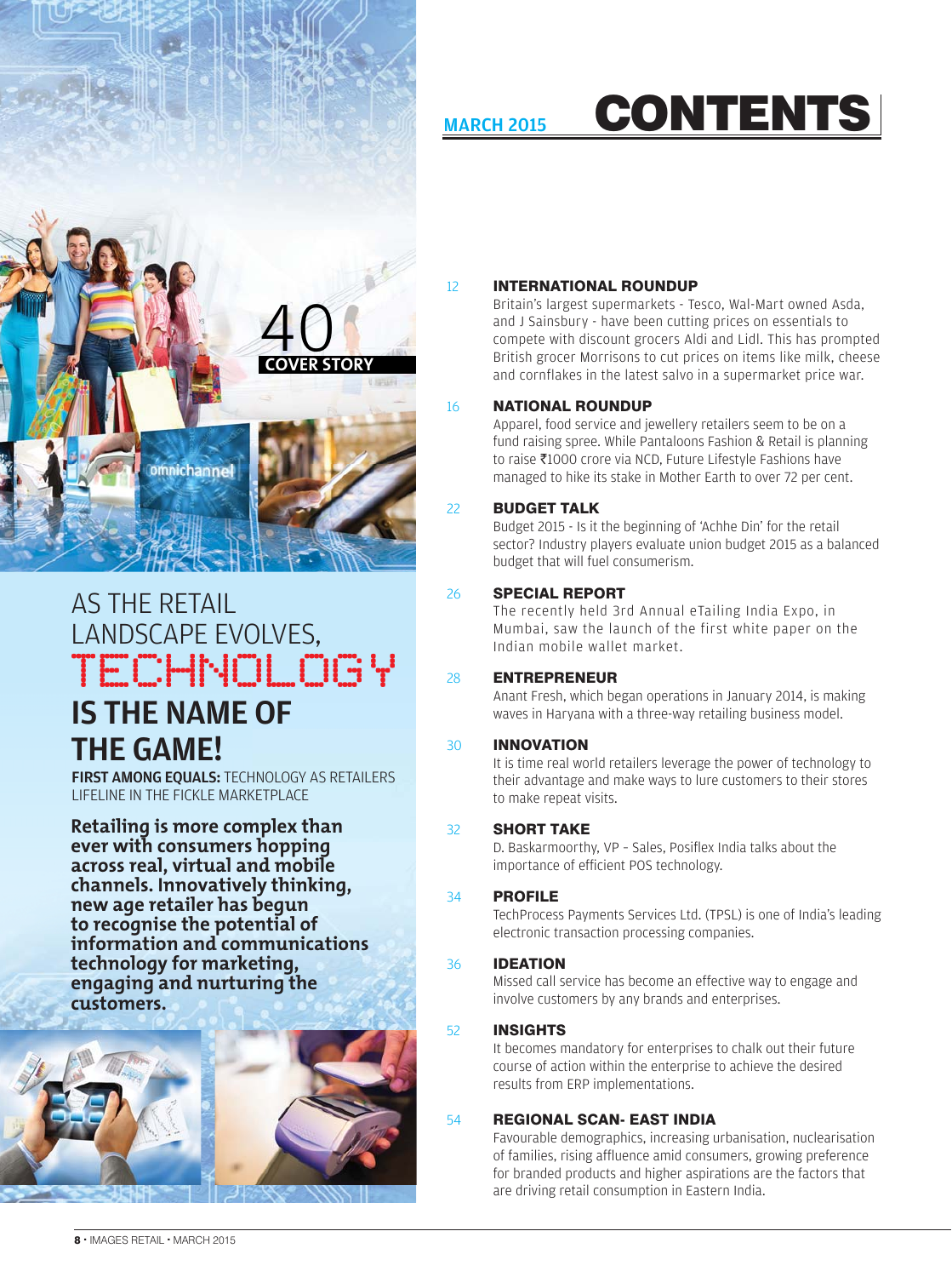MARCH 2015

# CONTENTS

40
COVER STORY

## AS THE RETAIL LANDSCAPE EVOLVES, TECHNOLOGY IS THE NAME OF THE GAME!

**FIRST AMONG EQUALS:** TECHNOLOGY AS RETAILERS LIFELINE IN THE FICKLE MARKETPLACE

**Retailing is more complex than ever with consumers hopping across real, virtual and mobile channels. Innovatively thinking, new age retailer has begun to recognise the potential of information and communications technology for marketing, engaging and nurturing the customers.**

12 **INTERNATIONAL ROUNDUP**
Britain's largest supermarkets - Tesco, Wal-Mart owned Asda, and J Sainsbury - have been cutting prices on essentials to compete with discount grocers Aldi and Lidl. This has prompted British grocer Morrisons to cut prices on items like milk, cheese and cornflakes in the latest salvo in a supermarket price war.

16 **NATIONAL ROUNDUP**
Apparel, food service and jewellery retailers seem to be on a fund raising spree. While Pantaloons Fashion & Retail is planning to raise ₹1000 crore via NCD, Future Lifestyle Fashions have managed to hike its stake in Mother Earth to over 72 per cent.

22 **BUDGET TALK**
Budget 2015 - Is it the beginning of 'Achhe Din' for the retail sector? Industry players evaluate union budget 2015 as a balanced budget that will fuel consumerism.

26 **SPECIAL REPORT**
The recently held 3rd Annual eTailing India Expo, in Mumbai, saw the launch of the first white paper on the Indian mobile wallet market.

28 **ENTREPRENEUR**
Anant Fresh, which began operations in January 2014, is making waves in Haryana with a three-way retailing business model.

30 **INNOVATION**
It is time real world retailers leverage the power of technology to their advantage and make ways to lure customers to their stores to make repeat visits.

32 **SHORT TAKE**
D. Baskarmoorthy, VP - Sales, Posiflex India talks about the importance of efficient POS technology.

34 **PROFILE**
TechProcess Payments Services Ltd. (TPSL) is one of India's leading electronic transaction processing companies.

36 **IDEATION**
Missed call service has become an effective way to engage and involve customers by any brands and enterprises.

52 **INSIGHTS**
It becomes mandatory for enterprises to chalk out their future course of action within the enterprise to achieve the desired results from ERP implementations.

54 **REGIONAL SCAN- EAST INDIA**
Favourable demographics, increasing urbanisation, nuclearisation of families, rising affluence amid consumers, growing preference for branded products and higher aspirations are the factors that are driving retail consumption in Eastern India.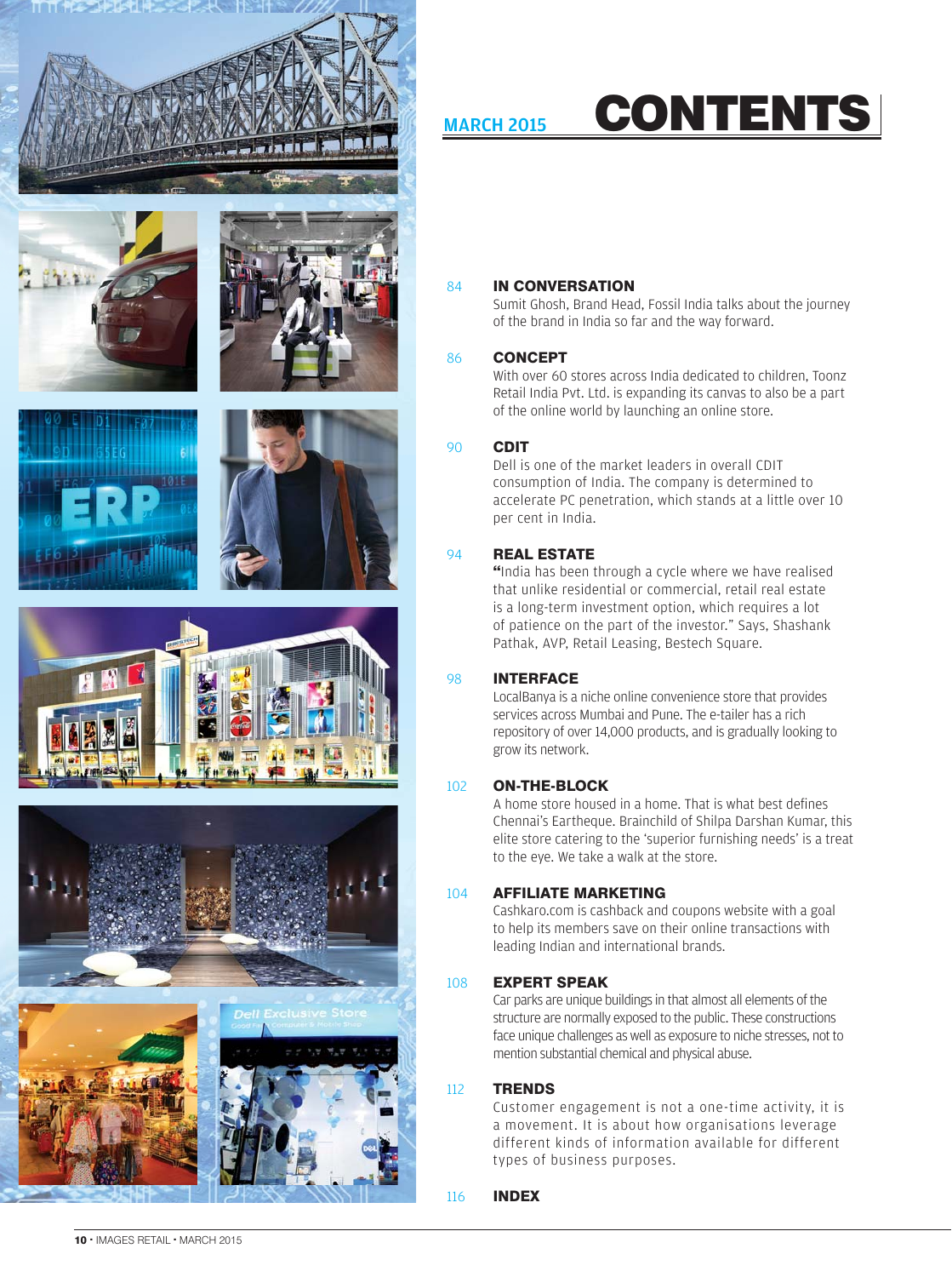MARCH 2015

# CONTENTS

84 **IN CONVERSATION**
Sumit Ghosh, Brand Head, Fossil India talks about the journey of the brand in India so far and the way forward.

86 **CONCEPT**
With over 60 stores across India dedicated to children, Toonz Retail India Pvt. Ltd. is expanding its canvas to also be a part of the online world by launching an online store.

90 **CDIT**
Dell is one of the market leaders in overall CDIT consumption of India. The company is determined to accelerate PC penetration, which stands at a little over 10 per cent in India.

94 **REAL ESTATE**
"India has been through a cycle where we have realised that unlike residential or commercial, retail real estate is a long-term investment option, which requires a lot of patience on the part of the investor." Says, Shashank Pathak, AVP, Retail Leasing, Bestech Square.

98 **INTERFACE**
LocalBanya is a niche online convenience store that provides services across Mumbai and Pune. The e-tailer has a rich repository of over 14,000 products, and is gradually looking to grow its network.

102 **ON-THE-BLOCK**
A home store housed in a home. That is what best defines Chennai's Eartheque. Brainchild of Shilpa Darshan Kumar, this elite store catering to the 'superior furnishing needs' is a treat to the eye. We take a walk at the store.

104 **AFFILIATE MARKETING**
Cashkaro.com is cashback and coupons website with a goal to help its members save on their online transactions with leading Indian and international brands.

108 **EXPERT SPEAK**
Car parks are unique buildings in that almost all elements of the structure are normally exposed to the public. These constructions face unique challenges as well as exposure to niche stresses, not to mention substantial chemical and physical abuse.

112 **TRENDS**
Customer engagement is not a one-time activity, it is a movement. It is about how organisations leverage different kinds of information available for different types of business purposes.

116 **INDEX**